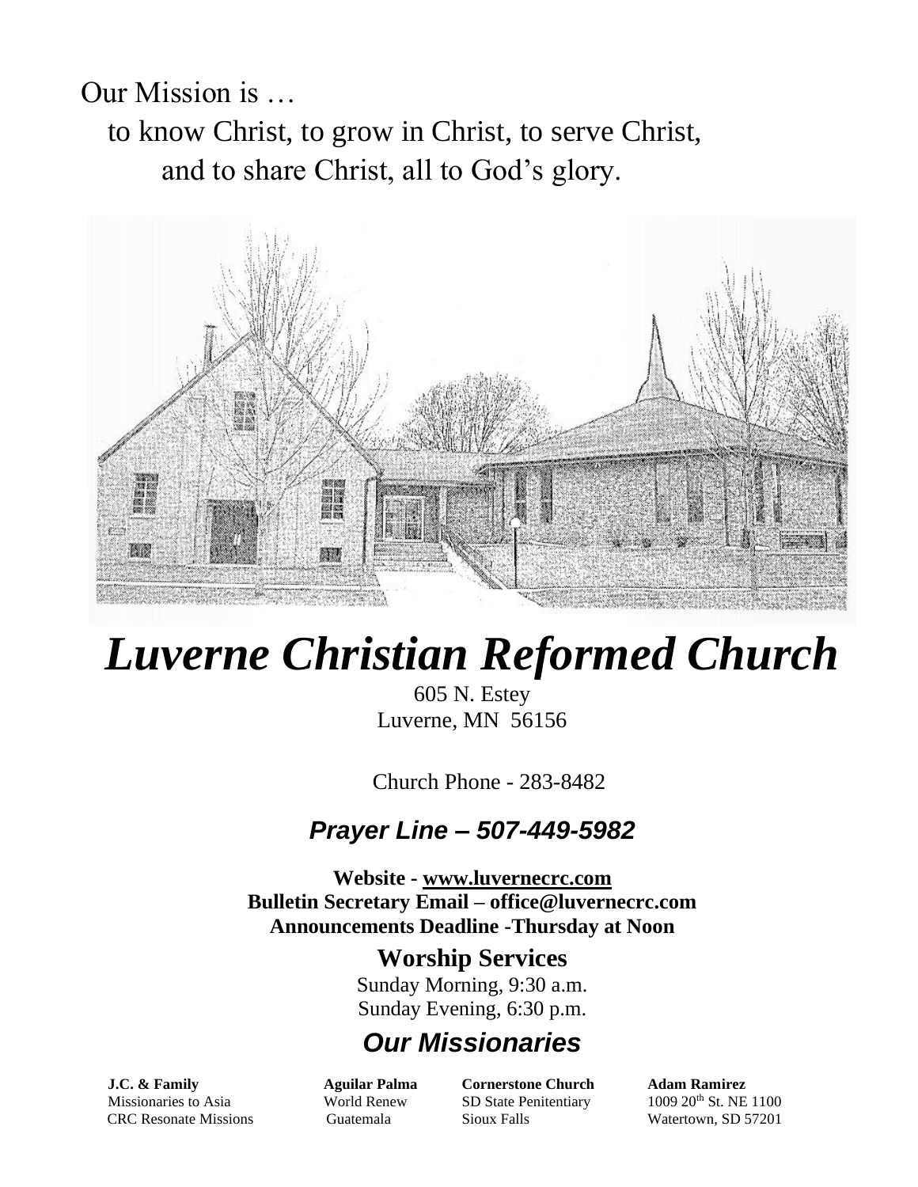Our Mission is …

to know Christ, to grow in Christ, to serve Christ, and to share Christ, all to God's glory.

# *Luverne Christian Reformed Church*

605 N. Estey
Luverne, MN 56156

Church Phone - 283-8482

## *Prayer Line – 507-449-5982*

**Website - www.luvernecrc.com**
**Bulletin Secretary Email – office@luvernecrc.com**
**Announcements Deadline -Thursday at Noon**

## Worship Services

Sunday Morning, 9:30 a.m.
Sunday Evening, 6:30 p.m.

## *Our Missionaries*

| **J.C. & Family** | **Aguilar Palma** | **Cornerstone Church** | **Adam Ramirez** |
| --- | --- | --- | --- |
| Missionaries to Asia | World Renew | SD State Penitentiary | 1009 20th St. NE 1100 |
| CRC Resonate Missions | Guatemala | Sioux Falls | Watertown, SD 57201 |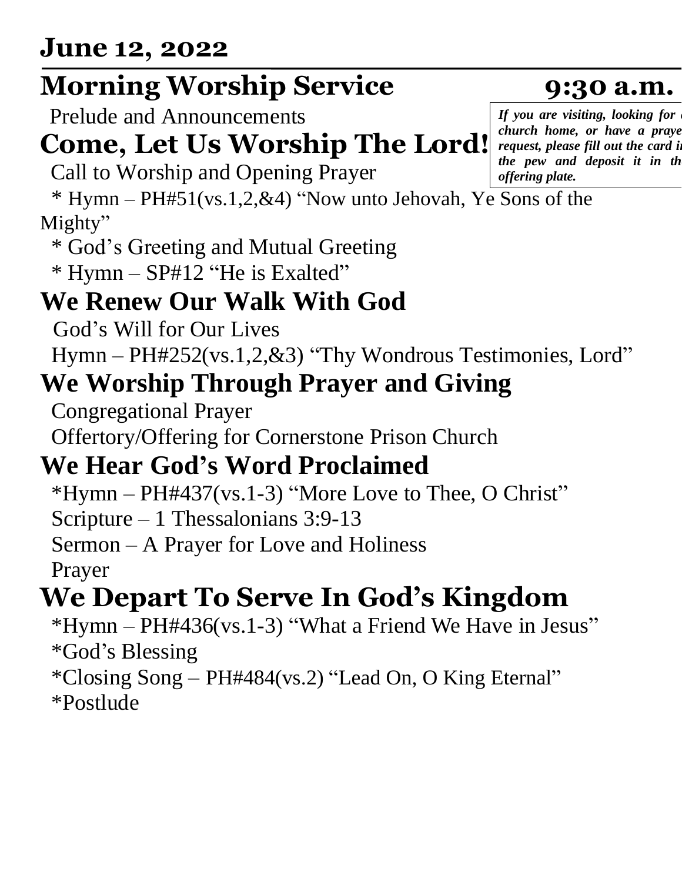## June 12, 2022

# Morning Worship Service 9:30 a.m.

Prelude and Announcements

*If you are visiting, looking for a church home, or have a prayer request, please fill out the card in the pew and deposit it in the offering plate.*

## Come, Let Us Worship The Lord!

Call to Worship and Opening Prayer

* Hymn – PH#51(vs.1,2,&4) "Now unto Jehovah, Ye Sons of the Mighty"

* God's Greeting and Mutual Greeting

* Hymn – SP#12 "He is Exalted"

## We Renew Our Walk With God

God's Will for Our Lives

Hymn – PH#252(vs.1,2,&3) "Thy Wondrous Testimonies, Lord"

## We Worship Through Prayer and Giving

Congregational Prayer

Offertory/Offering for Cornerstone Prison Church

## We Hear God's Word Proclaimed

*Hymn – PH#437(vs.1-3) "More Love to Thee, O Christ"

Scripture – 1 Thessalonians 3:9-13

Sermon – A Prayer for Love and Holiness

Prayer

## We Depart To Serve In God's Kingdom

*Hymn – PH#436(vs.1-3) "What a Friend We Have in Jesus"

*God's Blessing

*Closing Song – PH#484(vs.2) "Lead On, O King Eternal"

*Postlude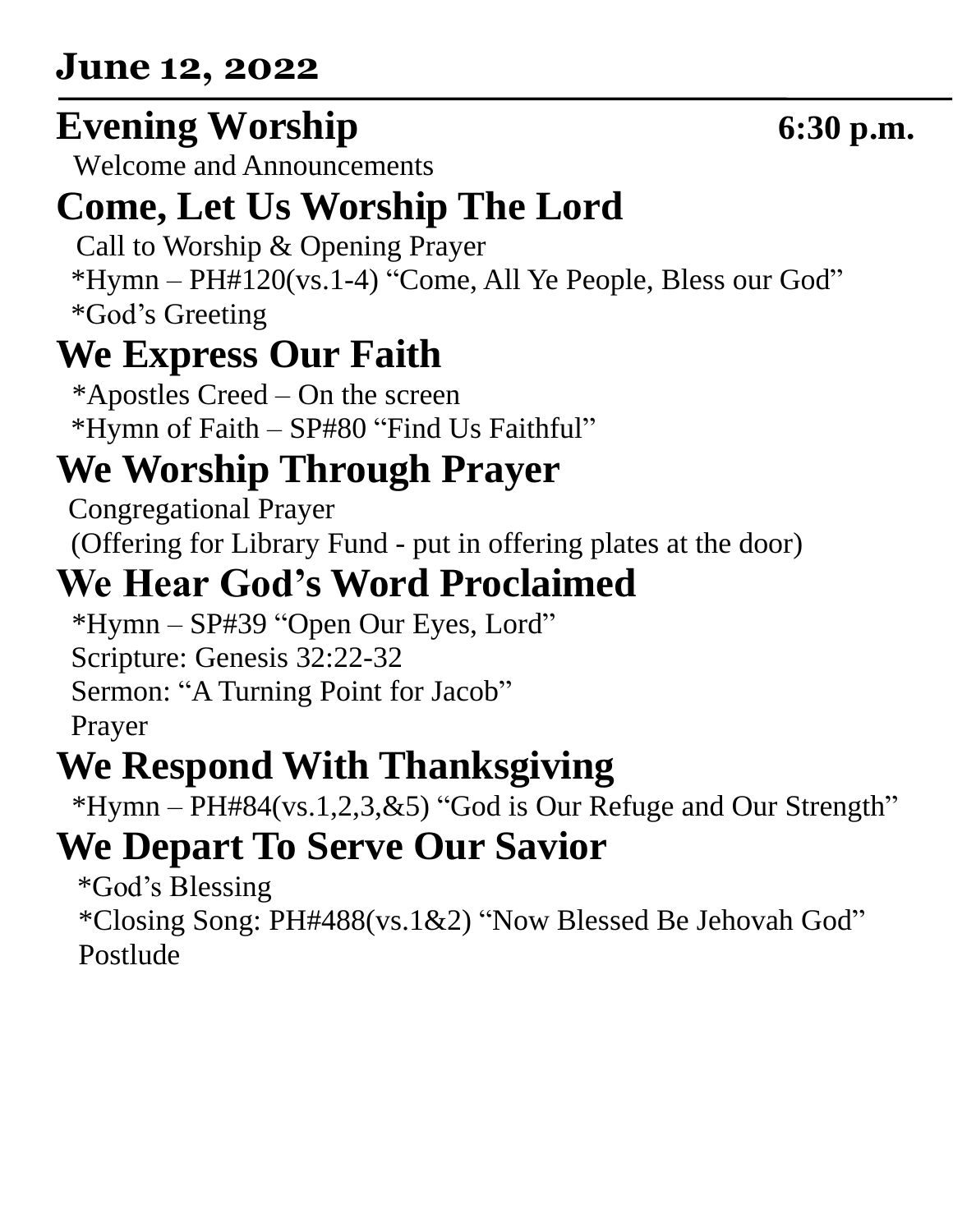## June 12, 2022

# Evening Worship 6:30 p.m.

Welcome and Announcements

## Come, Let Us Worship The Lord

Call to Worship & Opening Prayer
*Hymn – PH#120(vs.1-4) "Come, All Ye People, Bless our God"
*God's Greeting

## We Express Our Faith

*Apostles Creed – On the screen
*Hymn of Faith – SP#80 "Find Us Faithful"

## We Worship Through Prayer

Congregational Prayer
(Offering for Library Fund - put in offering plates at the door)

## We Hear God's Word Proclaimed

*Hymn – SP#39 "Open Our Eyes, Lord"
Scripture: Genesis 32:22-32
Sermon: "A Turning Point for Jacob"
Prayer

## We Respond With Thanksgiving

*Hymn – PH#84(vs.1,2,3,&5) "God is Our Refuge and Our Strength"

## We Depart To Serve Our Savior

*God's Blessing
*Closing Song: PH#488(vs.1&2) "Now Blessed Be Jehovah God"
Postlude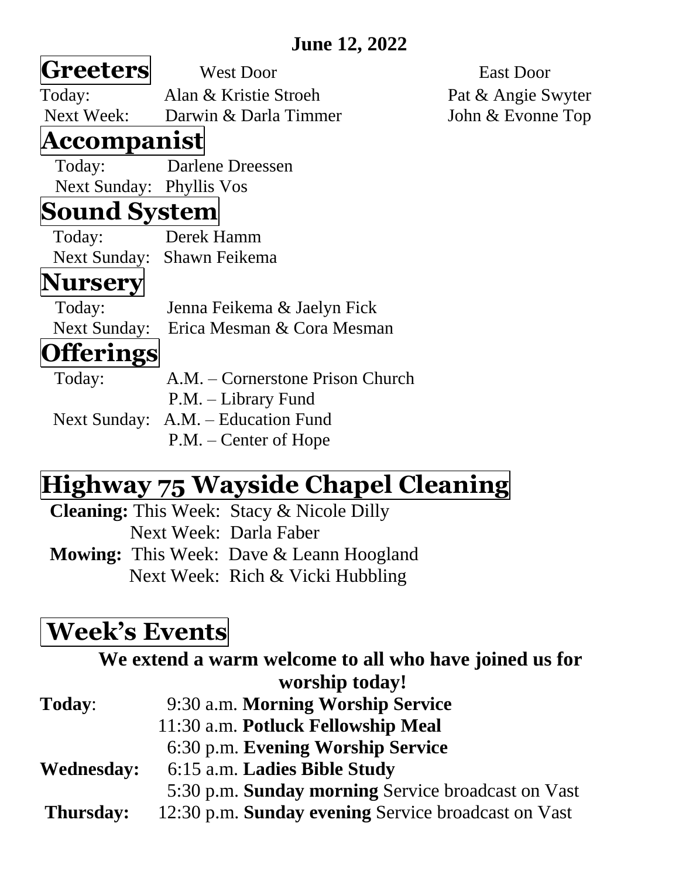**June 12, 2022**

## Greeters

| | West Door | East Door |
|---|---|---|
| Today: | Alan & Kristie Stroeh | Pat & Angie Swyter |
| Next Week: | Darwin & Darla Timmer | John & Evonne Top |

## Accompanist

Today: Darlene Dreessen
Next Sunday: Phyllis Vos

## Sound System

Today: Derek Hamm
Next Sunday: Shawn Feikema

## Nursery

Today: Jenna Feikema & Jaelyn Fick
Next Sunday: Erica Mesman & Cora Mesman

## Offerings

Today: A.M. – Cornerstone Prison Church
P.M. – Library Fund
Next Sunday: A.M. – Education Fund
P.M. – Center of Hope

## Highway 75 Wayside Chapel Cleaning

**Cleaning:** This Week: Stacy & Nicole Dilly
Next Week: Darla Faber
**Mowing:** This Week: Dave & Leann Hoogland
Next Week: Rich & Vicki Hubbling

## Week's Events

**We extend a warm welcome to all who have joined us for worship today!**

**Today**: 9:30 a.m. **Morning Worship Service**
11:30 a.m. **Potluck Fellowship Meal**
6:30 p.m. **Evening Worship Service**
**Wednesday:** 6:15 a.m. **Ladies Bible Study**
5:30 p.m. **Sunday morning** Service broadcast on Vast
**Thursday:** 12:30 p.m. **Sunday evening** Service broadcast on Vast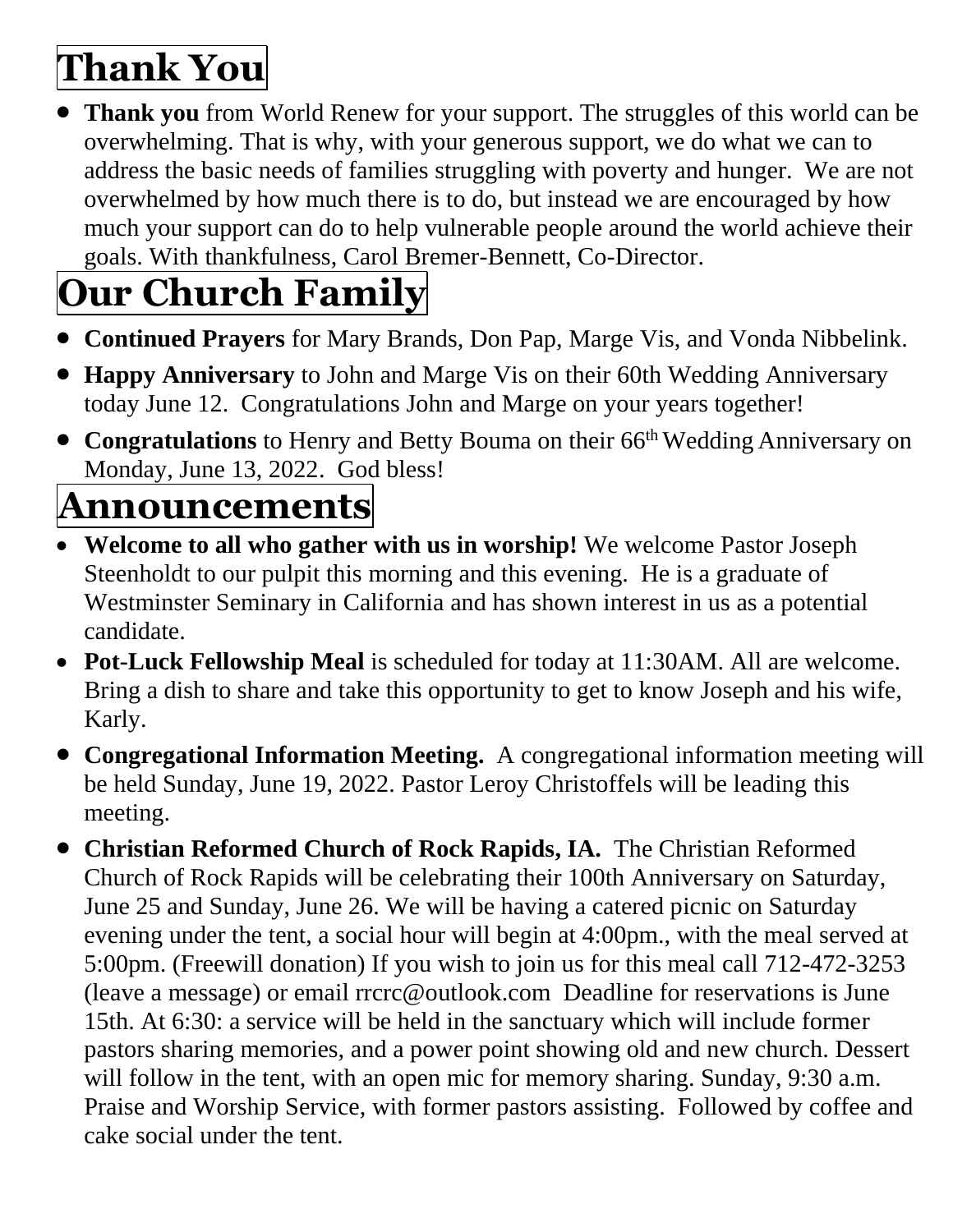# Thank You

- **Thank you** from World Renew for your support. The struggles of this world can be overwhelming. That is why, with your generous support, we do what we can to address the basic needs of families struggling with poverty and hunger. We are not overwhelmed by how much there is to do, but instead we are encouraged by how much your support can do to help vulnerable people around the world achieve their goals. With thankfulness, Carol Bremer-Bennett, Co-Director.

# Our Church Family

- **Continued Prayers** for Mary Brands, Don Pap, Marge Vis, and Vonda Nibbelink.
- **Happy Anniversary** to John and Marge Vis on their 60th Wedding Anniversary today June 12. Congratulations John and Marge on your years together!
- **Congratulations** to Henry and Betty Bouma on their 66th Wedding Anniversary on Monday, June 13, 2022. God bless!

# Announcements

- **Welcome to all who gather with us in worship!** We welcome Pastor Joseph Steenholdt to our pulpit this morning and this evening. He is a graduate of Westminster Seminary in California and has shown interest in us as a potential candidate.
- **Pot-Luck Fellowship Meal** is scheduled for today at 11:30AM. All are welcome. Bring a dish to share and take this opportunity to get to know Joseph and his wife, Karly.
- **Congregational Information Meeting.** A congregational information meeting will be held Sunday, June 19, 2022. Pastor Leroy Christoffels will be leading this meeting.
- **Christian Reformed Church of Rock Rapids, IA.** The Christian Reformed Church of Rock Rapids will be celebrating their 100th Anniversary on Saturday, June 25 and Sunday, June 26. We will be having a catered picnic on Saturday evening under the tent, a social hour will begin at 4:00pm., with the meal served at 5:00pm. (Freewill donation) If you wish to join us for this meal call 712-472-3253 (leave a message) or email rrcrc@outlook.com Deadline for reservations is June 15th. At 6:30: a service will be held in the sanctuary which will include former pastors sharing memories, and a power point showing old and new church. Dessert will follow in the tent, with an open mic for memory sharing. Sunday, 9:30 a.m. Praise and Worship Service, with former pastors assisting. Followed by coffee and cake social under the tent.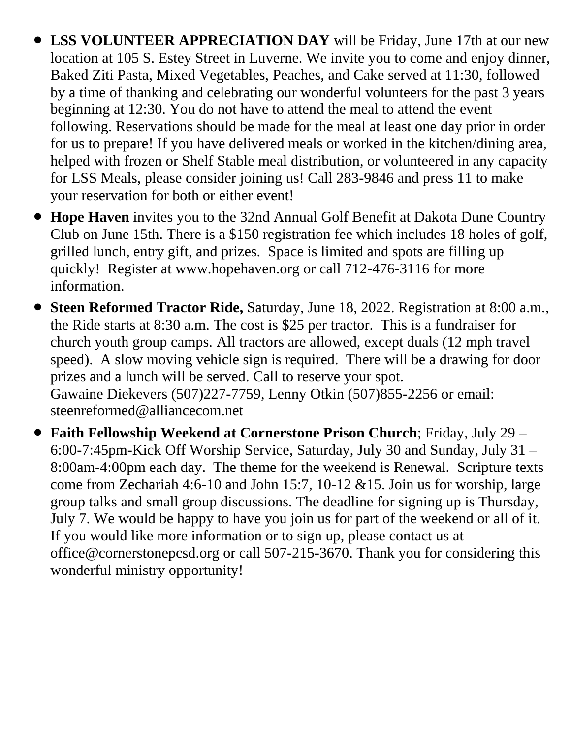- **LSS VOLUNTEER APPRECIATION DAY** will be Friday, June 17th at our new location at 105 S. Estey Street in Luverne. We invite you to come and enjoy dinner, Baked Ziti Pasta, Mixed Vegetables, Peaches, and Cake served at 11:30, followed by a time of thanking and celebrating our wonderful volunteers for the past 3 years beginning at 12:30. You do not have to attend the meal to attend the event following. Reservations should be made for the meal at least one day prior in order for us to prepare! If you have delivered meals or worked in the kitchen/dining area, helped with frozen or Shelf Stable meal distribution, or volunteered in any capacity for LSS Meals, please consider joining us! Call 283-9846 and press 11 to make your reservation for both or either event!
- **Hope Haven** invites you to the 32nd Annual Golf Benefit at Dakota Dune Country Club on June 15th. There is a $150 registration fee which includes 18 holes of golf, grilled lunch, entry gift, and prizes. Space is limited and spots are filling up quickly! Register at www.hopehaven.org or call 712-476-3116 for more information.
- **Steen Reformed Tractor Ride,** Saturday, June 18, 2022. Registration at 8:00 a.m., the Ride starts at 8:30 a.m. The cost is $25 per tractor. This is a fundraiser for church youth group camps. All tractors are allowed, except duals (12 mph travel speed). A slow moving vehicle sign is required. There will be a drawing for door prizes and a lunch will be served. Call to reserve your spot.
  Gawaine Diekevers (507)227-7759, Lenny Otkin (507)855-2256 or email: steenreformed@alliancecom.net
- **Faith Fellowship Weekend at Cornerstone Prison Church**; Friday, July 29 – 6:00-7:45pm-Kick Off Worship Service, Saturday, July 30 and Sunday, July 31 – 8:00am-4:00pm each day. The theme for the weekend is Renewal. Scripture texts come from Zechariah 4:6-10 and John 15:7, 10-12 &15. Join us for worship, large group talks and small group discussions. The deadline for signing up is Thursday, July 7. We would be happy to have you join us for part of the weekend or all of it. If you would like more information or to sign up, please contact us at office@cornerstonepcsd.org or call 507-215-3670. Thank you for considering this wonderful ministry opportunity!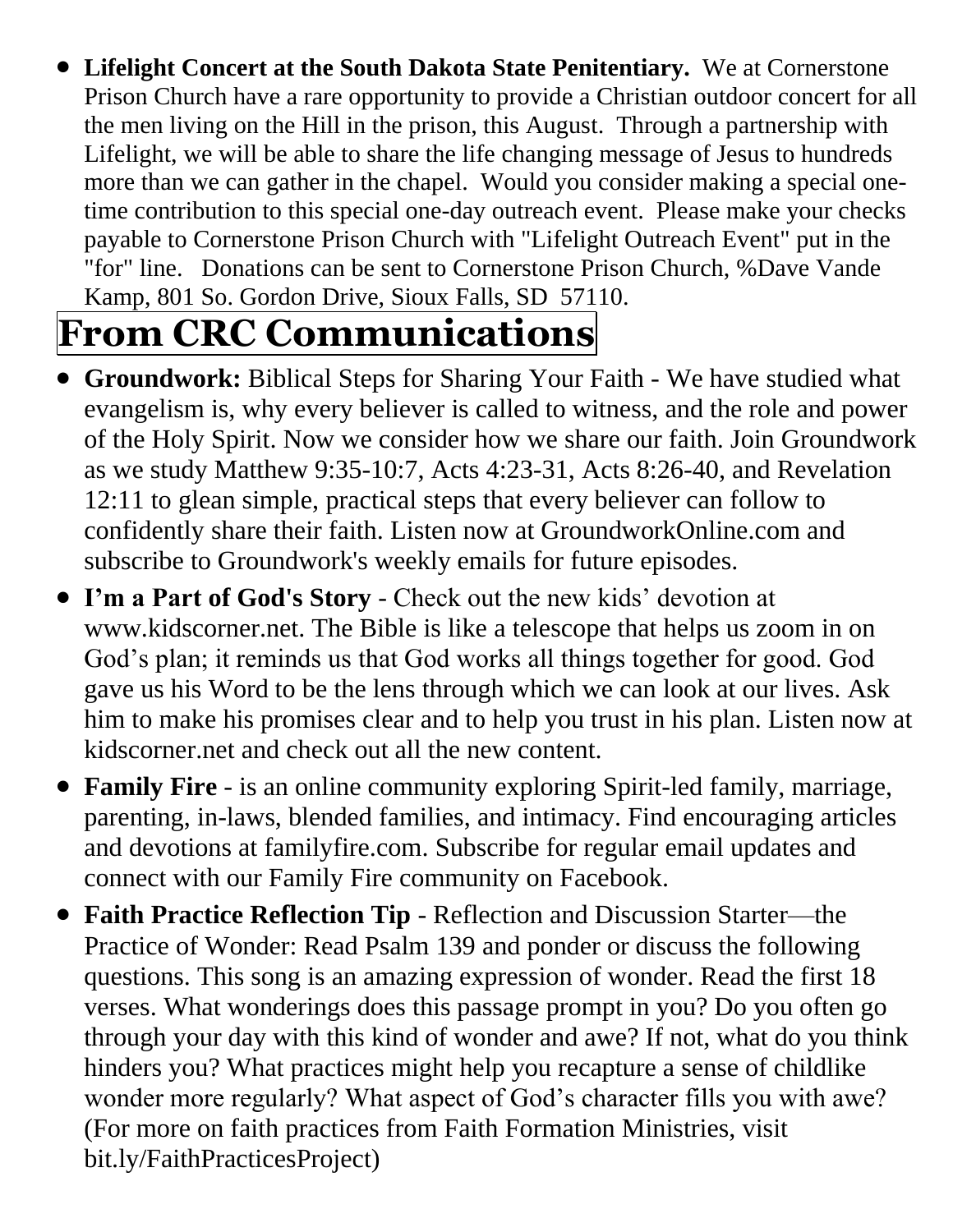- **Lifelight Concert at the South Dakota State Penitentiary.** We at Cornerstone Prison Church have a rare opportunity to provide a Christian outdoor concert for all the men living on the Hill in the prison, this August. Through a partnership with Lifelight, we will be able to share the life changing message of Jesus to hundreds more than we can gather in the chapel. Would you consider making a special one-time contribution to this special one-day outreach event. Please make your checks payable to Cornerstone Prison Church with "Lifelight Outreach Event" put in the "for" line. Donations can be sent to Cornerstone Prison Church, %Dave Vande Kamp, 801 So. Gordon Drive, Sioux Falls, SD 57110.

# From CRC Communications

- **Groundwork:** Biblical Steps for Sharing Your Faith - We have studied what evangelism is, why every believer is called to witness, and the role and power of the Holy Spirit. Now we consider how we share our faith. Join Groundwork as we study Matthew 9:35-10:7, Acts 4:23-31, Acts 8:26-40, and Revelation 12:11 to glean simple, practical steps that every believer can follow to confidently share their faith. Listen now at GroundworkOnline.com and subscribe to Groundwork's weekly emails for future episodes.
- **I'm a Part of God's Story** - Check out the new kids' devotion at www.kidscorner.net. The Bible is like a telescope that helps us zoom in on God's plan; it reminds us that God works all things together for good. God gave us his Word to be the lens through which we can look at our lives. Ask him to make his promises clear and to help you trust in his plan. Listen now at kidscorner.net and check out all the new content.
- **Family Fire** - is an online community exploring Spirit-led family, marriage, parenting, in-laws, blended families, and intimacy. Find encouraging articles and devotions at familyfire.com. Subscribe for regular email updates and connect with our Family Fire community on Facebook.
- **Faith Practice Reflection Tip** - Reflection and Discussion Starter—the Practice of Wonder: Read Psalm 139 and ponder or discuss the following questions. This song is an amazing expression of wonder. Read the first 18 verses. What wonderings does this passage prompt in you? Do you often go through your day with this kind of wonder and awe? If not, what do you think hinders you? What practices might help you recapture a sense of childlike wonder more regularly? What aspect of God's character fills you with awe? (For more on faith practices from Faith Formation Ministries, visit bit.ly/FaithPracticesProject)